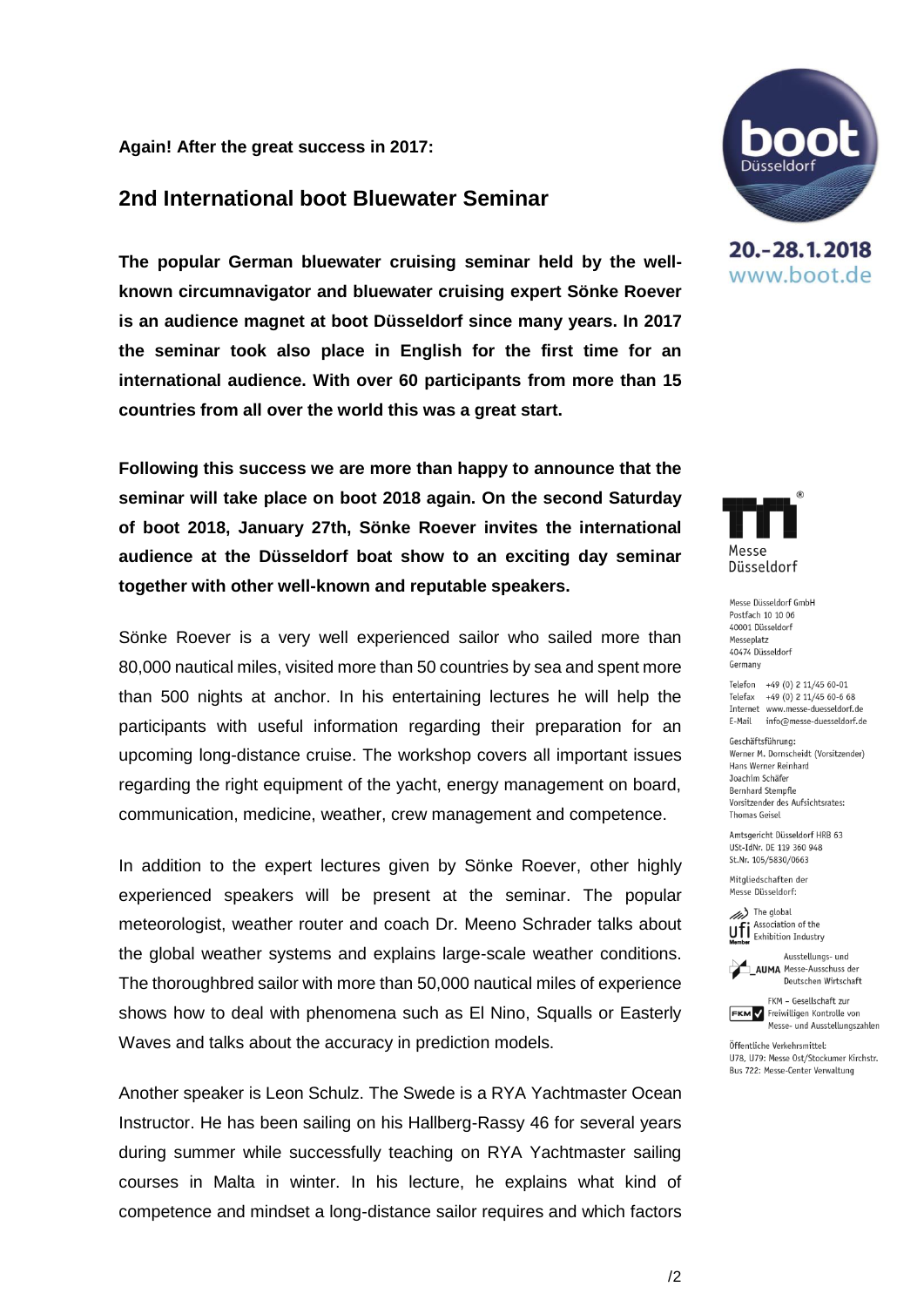**Again! After the great success in 2017:**

## 2nd International boot Bluewater Seminar

**The popular German bluewater cruising seminar held by the well-known circumnavigator and bluewater cruising expert Sönke Roever is an audience magnet at boot Düsseldorf since many years. In 2017 the seminar took also place in English for the first time for an international audience. With over 60 participants from more than 15 countries from all over the world this was a great start.**

**Following this success we are more than happy to announce that the seminar will take place on boot 2018 again. On the second Saturday of boot 2018, January 27th, Sönke Roever invites the international audience at the Düsseldorf boat show to an exciting day seminar together with other well-known and reputable speakers.**

Sönke Roever is a very well experienced sailor who sailed more than 80,000 nautical miles, visited more than 50 countries by sea and spent more than 500 nights at anchor. In his entertaining lectures he will help the participants with useful information regarding their preparation for an upcoming long-distance cruise. The workshop covers all important issues regarding the right equipment of the yacht, energy management on board, communication, medicine, weather, crew management and competence.

In addition to the expert lectures given by Sönke Roever, other highly experienced speakers will be present at the seminar. The popular meteorologist, weather router and coach Dr. Meeno Schrader talks about the global weather systems and explains large-scale weather conditions. The thoroughbred sailor with more than 50,000 nautical miles of experience shows how to deal with phenomena such as El Nino, Squalls or Easterly Waves and talks about the accuracy in prediction models.

Another speaker is Leon Schulz. The Swede is a RYA Yachtmaster Ocean Instructor. He has been sailing on his Hallberg-Rassy 46 for several years during summer while successfully teaching on RYA Yachtmaster sailing courses in Malta in winter. In his lecture, he explains what kind of competence and mindset a long-distance sailor requires and which factors

boot Düsseldorf
20.-28.1.2018
www.boot.de

Messe Düsseldorf

Messe Düsseldorf GmbH
Postfach 10 10 06
40001 Düsseldorf
Messeplatz
40474 Düsseldorf
Germany

Telefon +49 (0) 2 11/45 60-01
Telefax +49 (0) 2 11/45 60-6 68
Internet www.messe-duesseldorf.de
E-Mail info@messe-duesseldorf.de

Geschäftsführung:
Werner M. Dornscheidt (Vorsitzender)
Hans Werner Reinhard
Joachim Schäfer
Bernhard Stempfle
Vorsitzender des Aufsichtsrates:
Thomas Geisel

Amtsgericht Düsseldorf HRB 63
USt-IdNr. DE 119 360 948
St.Nr. 105/5830/0663

Mitgliedschaften der
Messe Düsseldorf:

ufi Member – The global Association of the Exhibition Industry

AUMA – Ausstellungs- und Messe-Ausschuss der Deutschen Wirtschaft

FKM – Gesellschaft zur Freiwilligen Kontrolle von Messe- und Ausstellungszahlen

Öffentliche Verkehrsmittel:
U78, U79: Messe Ost/Stockumer Kirchstr.
Bus 722: Messe-Center Verwaltung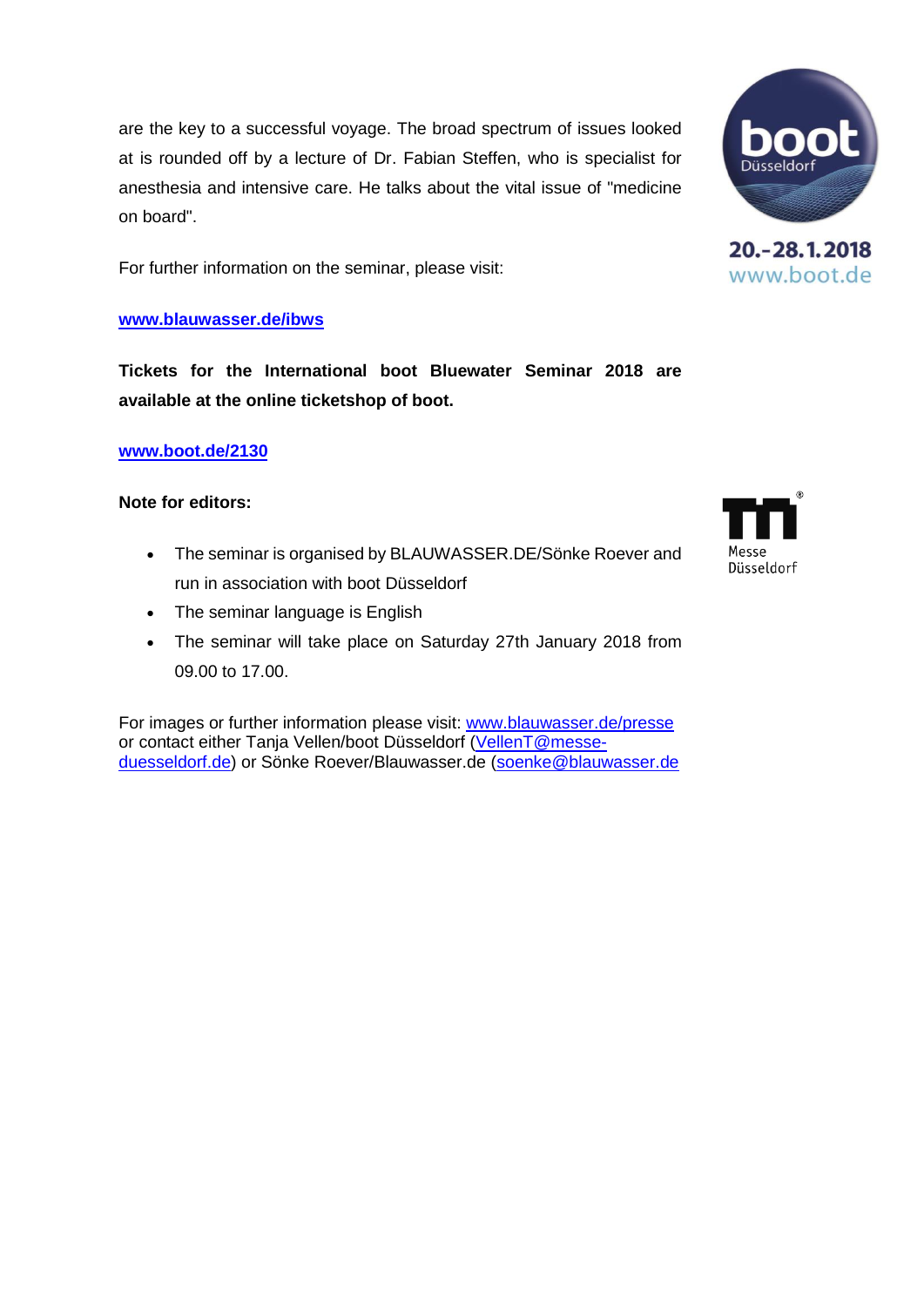are the key to a successful voyage. The broad spectrum of issues looked at is rounded off by a lecture of Dr. Fabian Steffen, who is specialist for anesthesia and intensive care. He talks about the vital issue of "medicine on board".

For further information on the seminar, please visit:

**www.blauwasser.de/ibws**

**Tickets for the International boot Bluewater Seminar 2018 are available at the online ticketshop of boot.**

**www.boot.de/2130**

**Note for editors:**

- The seminar is organised by BLAUWASSER.DE/Sönke Roever and run in association with boot Düsseldorf
- The seminar language is English
- The seminar will take place on Saturday 27th January 2018 from 09.00 to 17.00.

For images or further information please visit: www.blauwasser.de/presse or contact either Tanja Vellen/boot Düsseldorf (VellenT@messe-duesseldorf.de) or Sönke Roever/Blauwasser.de (soenke@blauwasser.de